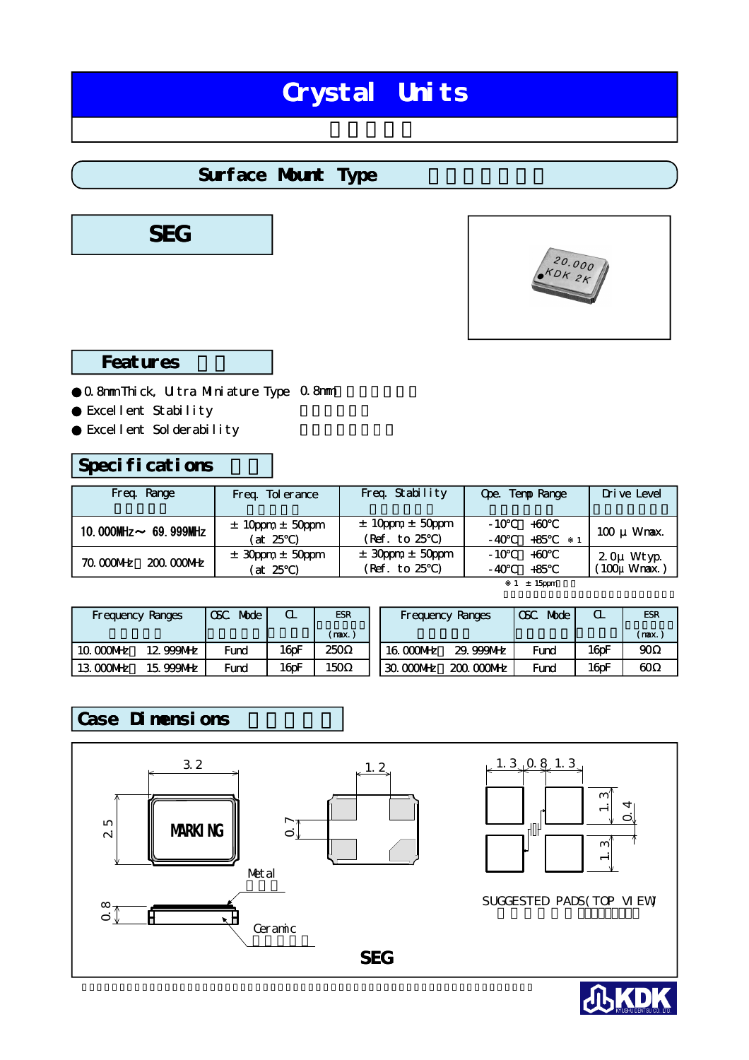# Crystal Units

## Surface Mount Type

## SEG

### Features

- 0.8mm Thick, Ultra Miniature Type 0.8mm
- Excellent Stability
- Excellent Solderability

### Specifications

| Freq. Range | Freq. Tolerance | Freq. Stability | Ope. Temp Range | Drive Level |
|---|---|---|---|---|
| 10.000MHz～ 69.999MHz | ±10ppm, ±50ppm (at 25℃) | ±10ppm, ±50ppm (Ref. to 25℃) | -10℃ +60℃ / -40℃ +85℃ ※1 | 100μW max. |
| 70.000MHz 200.000MHz | ±30ppm, ±50ppm (at 25℃) | ±30ppm, ±50ppm (Ref. to 25℃) | -10℃ +60℃ / -40℃ +85℃ | 2.0μW typ. (100μW max.) |

※1 ±15ppm

| Frequency Ranges | OSC. Mode | CL | ESR (max.) |
|---|---|---|---|
| 10.000MHz 12.999MHz | Fund | 16pF | 250Ω |
| 13.000MHz 15.999MHz | Fund | 16pF | 150Ω |
| 16.000MHz 29.999MHz | Fund | 16pF | 90Ω |
| 30.000MHz 200.000MHz | Fund | 16pF | 60Ω |

### Case Dimensions

3.2 × 2.5, MARKING; 0.8 thickness; 1.2; 0.7; Metal; Ceramic

SUGGESTED PADS (TOP VIEW): 1.3, 0.8, 1.3; 1.3, 0.4, 1.3

SEG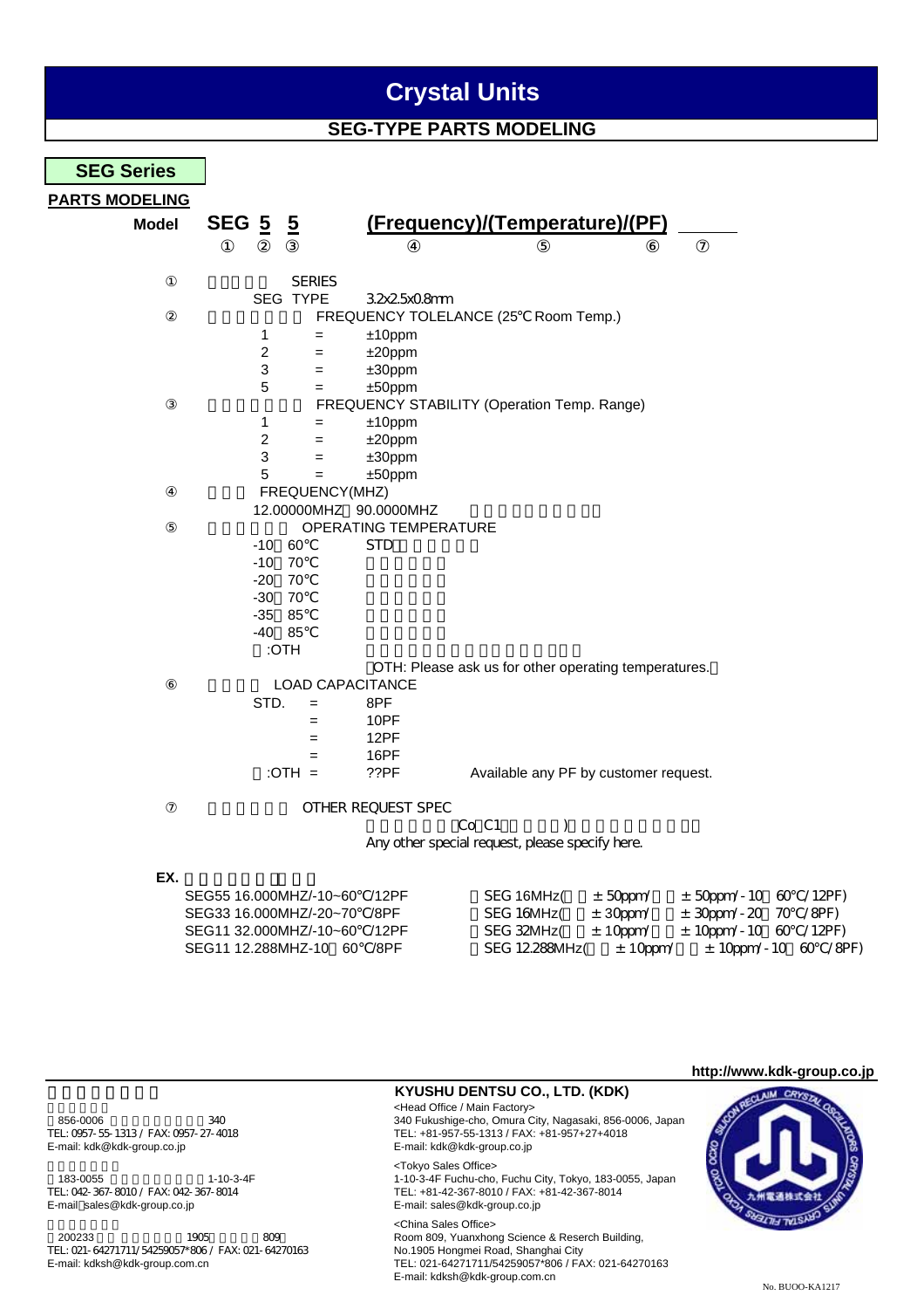# Crystal Units

## SEG-TYPE PARTS MODELING

### SEG Series

**PARTS MODELING**

**Model** **SEG 5 5** **(Frequency)/(Temperature)/(PF)**

① ② ③ ④ ⑤ ⑥ ⑦

① SERIES
SEG TYPE 3.2x2.5x0.8mm

② FREQUENCY TOLELANCE (25℃ Room Temp.)

| | | |
|---|---|---|
| 1 | = | ±10ppm |
| 2 | = | ±20ppm |
| 3 | = | ±30ppm |
| 5 | = | ±50ppm |

③ FREQUENCY STABILITY (Operation Temp. Range)

| | | |
|---|---|---|
| 1 | = | ±10ppm |
| 2 | = | ±20ppm |
| 3 | = | ±30ppm |
| 5 | = | ±50ppm |

④ FREQUENCY(MHZ)
12.00000MHZ 90.0000MHZ

⑤ OPERATING TEMPERATURE

| | |
|---|---|
| -10 60℃ | STD |
| -10 70℃ | |
| -20 70℃ | |
| -30 70℃ | |
| -35 85℃ | |
| -40 85℃ | |
| :OTH | |

OTH: Please ask us for other operating temperatures.

⑥ LOAD CAPACITANCE

| | | | |
|---|---|---|---|
| STD. | = | 8PF | |
| | = | 10PF | |
| | = | 12PF | |
| | = | 16PF | |
| :OTH | = | ??PF | Available any PF by customer request. |

⑦ OTHER REQUEST SPEC
Co C1 )
Any other special request, please specify here.

**EX.**

| | |
|---|---|
| SEG55 16.000MHZ/-10~60℃/12PF | SEG 16MHz( ±50ppm/ ±50ppm/-10 60℃/12PF) |
| SEG33 16.000MHZ/-20~70℃/8PF | SEG 16MHz( ±30ppm/ ±30ppm/-20 70℃/8PF) |
| SEG11 32.000MHZ/-10~60℃/12PF | SEG 32MHz( ±10ppm/ ±10ppm/-10 60℃/12PF) |
| SEG11 12.288MHZ-10 60℃/8PF | SEG 12.288MHz( ±10ppm/ ±10ppm/-10 60℃/8PF) |

http://www.kdk-group.co.jp

856-0006 340
TEL: 0957-55-1313 / FAX: 0957-27-4018
E-mail: kdk@kdk-group.co.jp

183-0055 1-10-3-4F
TEL: 042-367-8010 / FAX: 042-367-8014
E-mail sales@kdk-group.co.jp

200233 1905 809
TEL: 021-64271711/54259057*806 / FAX: 021-64270163
E-mail: kdksh@kdk-group.com.cn

**KYUSHU DENTSU CO., LTD. (KDK)**

<Head Office / Main Factory>
340 Fukushige-cho, Omura City, Nagasaki, 856-0006, Japan
TEL: +81-957-55-1313 / FAX: +81-957+27+4018
E-mail: kdk@kdk-group.co.jp

<Tokyo Sales Office>
1-10-3-4F Fuchu-cho, Fuchu City, Tokyo, 183-0055, Japan
TEL: +81-42-367-8010 / FAX: +81-42-367-8014
E-mail: sales@kdk-group.co.jp

<China Sales Office>
Room 809, Yuanxhong Science & Reserch Building,
No.1905 Hongmei Road, Shanghai City
TEL: 021-64271711/54259057*806 / FAX: 021-64270163
E-mail: kdksh@kdk-group.com.cn

No. BUOO-KA1217